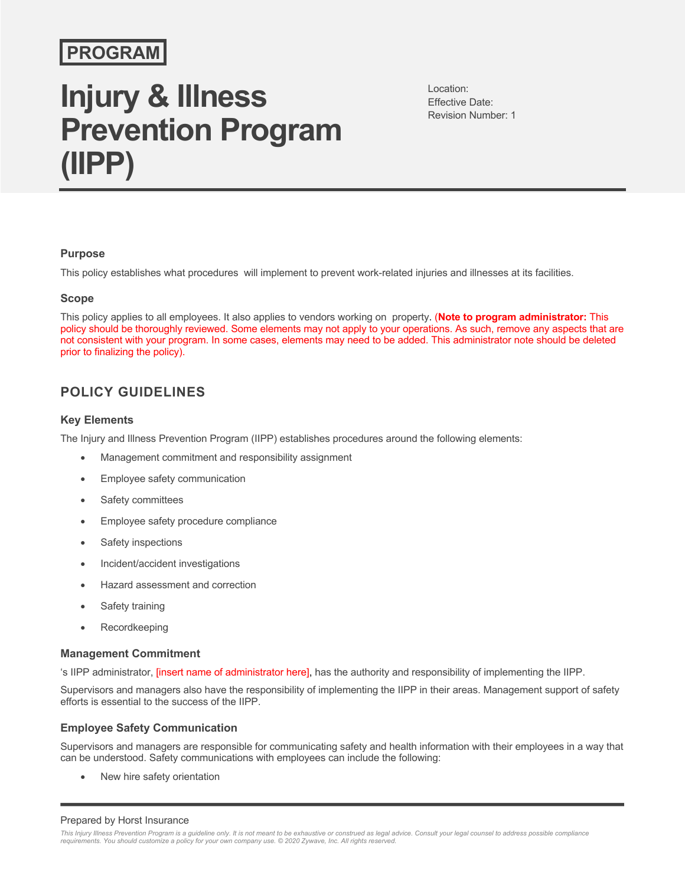PROGRAM

# Injury & Illness Prevention Program (IIPP)

Location:
Effective Date:
Revision Number: 1

### Purpose

This policy establishes what procedures  will implement to prevent work-related injuries and illnesses at its facilities.

### Scope

This policy applies to all employees. It also applies to vendors working on  property. (**Note to program administrator:** This policy should be thoroughly reviewed. Some elements may not apply to your operations. As such, remove any aspects that are not consistent with your program. In some cases, elements may need to be added. This administrator note should be deleted prior to finalizing the policy).

## POLICY GUIDELINES

### Key Elements

The Injury and Illness Prevention Program (IIPP) establishes procedures around the following elements:

- Management commitment and responsibility assignment
- Employee safety communication
- Safety committees
- Employee safety procedure compliance
- Safety inspections
- Incident/accident investigations
- Hazard assessment and correction
- Safety training
- Recordkeeping

### Management Commitment

's IIPP administrator, [insert name of administrator here], has the authority and responsibility of implementing the IIPP.

Supervisors and managers also have the responsibility of implementing the IIPP in their areas. Management support of safety efforts is essential to the success of the IIPP.

### Employee Safety Communication

Supervisors and managers are responsible for communicating safety and health information with their employees in a way that can be understood. Safety communications with employees can include the following:

- New hire safety orientation

Prepared by Horst Insurance

*This Injury Illness Prevention Program is a guideline only. It is not meant to be exhaustive or construed as legal advice. Consult your legal counsel to address possible compliance requirements. You should customize a policy for your own company use. © 2020 Zywave, Inc. All rights reserved.*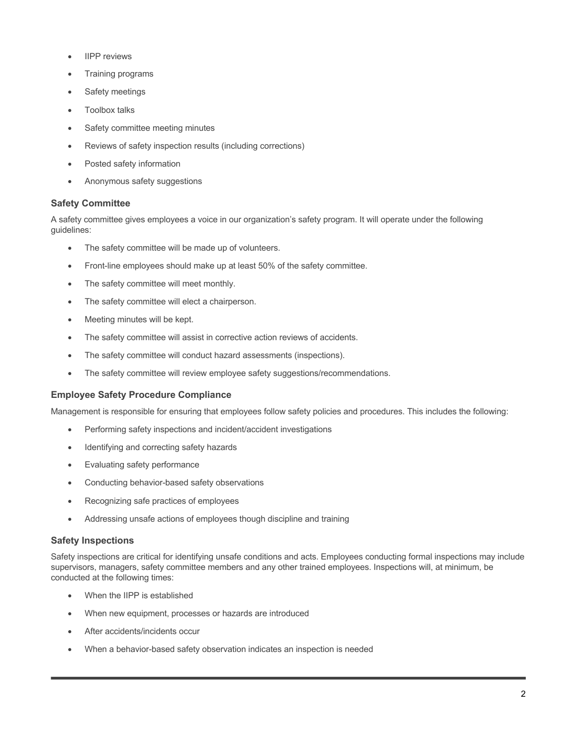- IIPP reviews
- Training programs
- Safety meetings
- Toolbox talks
- Safety committee meeting minutes
- Reviews of safety inspection results (including corrections)
- Posted safety information
- Anonymous safety suggestions

### Safety Committee

A safety committee gives employees a voice in our organization's safety program. It will operate under the following guidelines:

- The safety committee will be made up of volunteers.
- Front-line employees should make up at least 50% of the safety committee.
- The safety committee will meet monthly.
- The safety committee will elect a chairperson.
- Meeting minutes will be kept.
- The safety committee will assist in corrective action reviews of accidents.
- The safety committee will conduct hazard assessments (inspections).
- The safety committee will review employee safety suggestions/recommendations.

### Employee Safety Procedure Compliance

Management is responsible for ensuring that employees follow safety policies and procedures. This includes the following:

- Performing safety inspections and incident/accident investigations
- Identifying and correcting safety hazards
- Evaluating safety performance
- Conducting behavior-based safety observations
- Recognizing safe practices of employees
- Addressing unsafe actions of employees though discipline and training

### Safety Inspections

Safety inspections are critical for identifying unsafe conditions and acts. Employees conducting formal inspections may include supervisors, managers, safety committee members and any other trained employees. Inspections will, at minimum, be conducted at the following times:

- When the IIPP is established
- When new equipment, processes or hazards are introduced
- After accidents/incidents occur
- When a behavior-based safety observation indicates an inspection is needed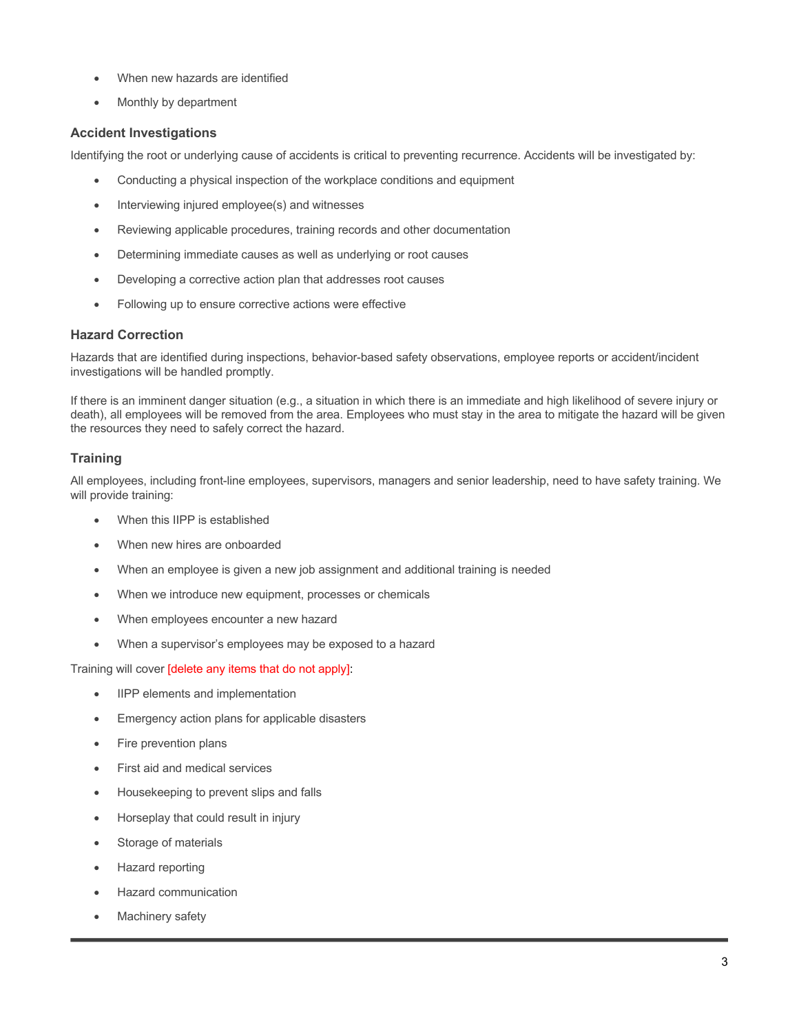- When new hazards are identified
- Monthly by department

### Accident Investigations

Identifying the root or underlying cause of accidents is critical to preventing recurrence. Accidents will be investigated by:

- Conducting a physical inspection of the workplace conditions and equipment
- Interviewing injured employee(s) and witnesses
- Reviewing applicable procedures, training records and other documentation
- Determining immediate causes as well as underlying or root causes
- Developing a corrective action plan that addresses root causes
- Following up to ensure corrective actions were effective

### Hazard Correction

Hazards that are identified during inspections, behavior-based safety observations, employee reports or accident/incident investigations will be handled promptly.

If there is an imminent danger situation (e.g., a situation in which there is an immediate and high likelihood of severe injury or death), all employees will be removed from the area. Employees who must stay in the area to mitigate the hazard will be given the resources they need to safely correct the hazard.

### Training

All employees, including front-line employees, supervisors, managers and senior leadership, need to have safety training. We will provide training:

- When this IIPP is established
- When new hires are onboarded
- When an employee is given a new job assignment and additional training is needed
- When we introduce new equipment, processes or chemicals
- When employees encounter a new hazard
- When a supervisor's employees may be exposed to a hazard

Training will cover [delete any items that do not apply]:

- IIPP elements and implementation
- Emergency action plans for applicable disasters
- Fire prevention plans
- First aid and medical services
- Housekeeping to prevent slips and falls
- Horseplay that could result in injury
- Storage of materials
- Hazard reporting
- Hazard communication
- Machinery safety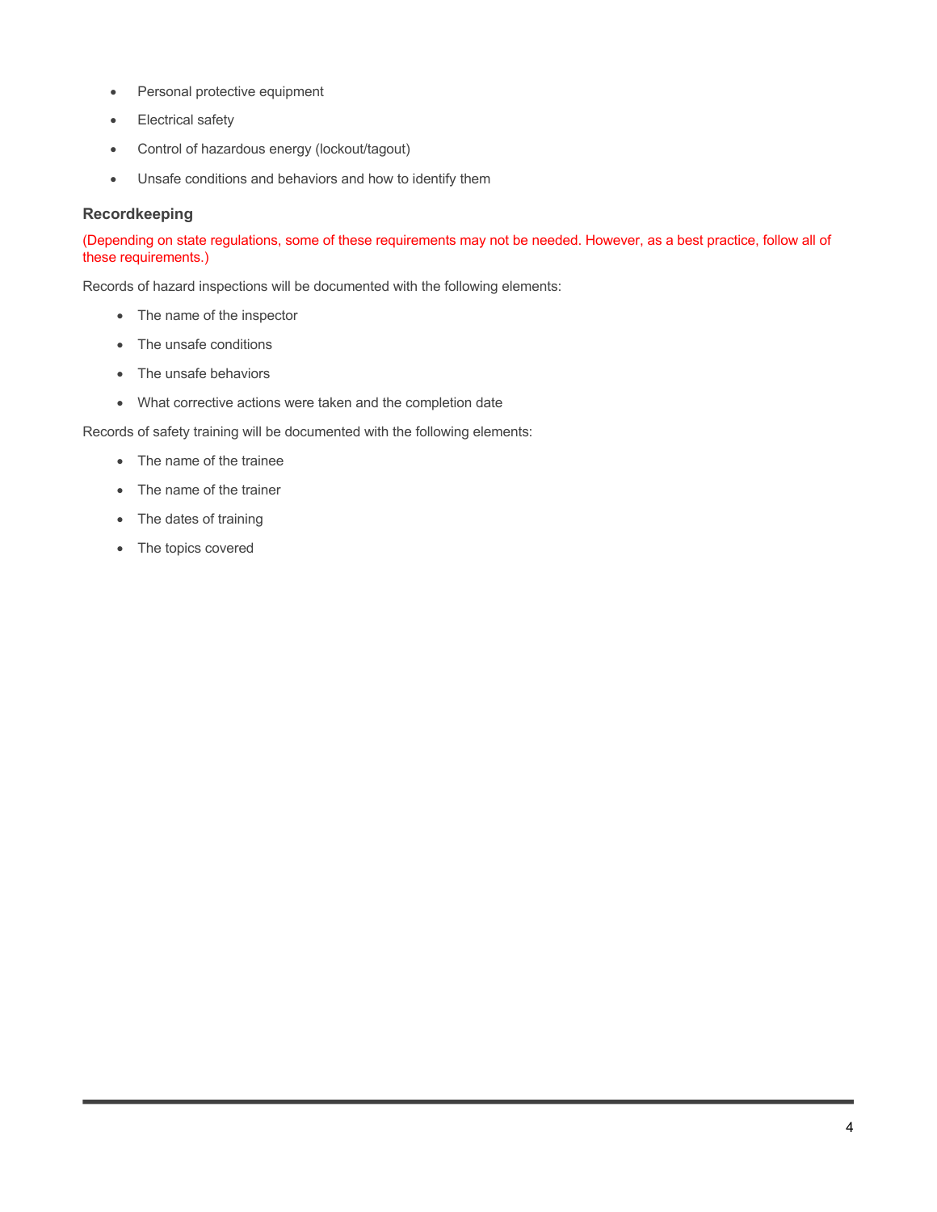- Personal protective equipment
- Electrical safety
- Control of hazardous energy (lockout/tagout)
- Unsafe conditions and behaviors and how to identify them

### Recordkeeping

(Depending on state regulations, some of these requirements may not be needed. However, as a best practice, follow all of these requirements.)

Records of hazard inspections will be documented with the following elements:

- The name of the inspector
- The unsafe conditions
- The unsafe behaviors
- What corrective actions were taken and the completion date

Records of safety training will be documented with the following elements:

- The name of the trainee
- The name of the trainer
- The dates of training
- The topics covered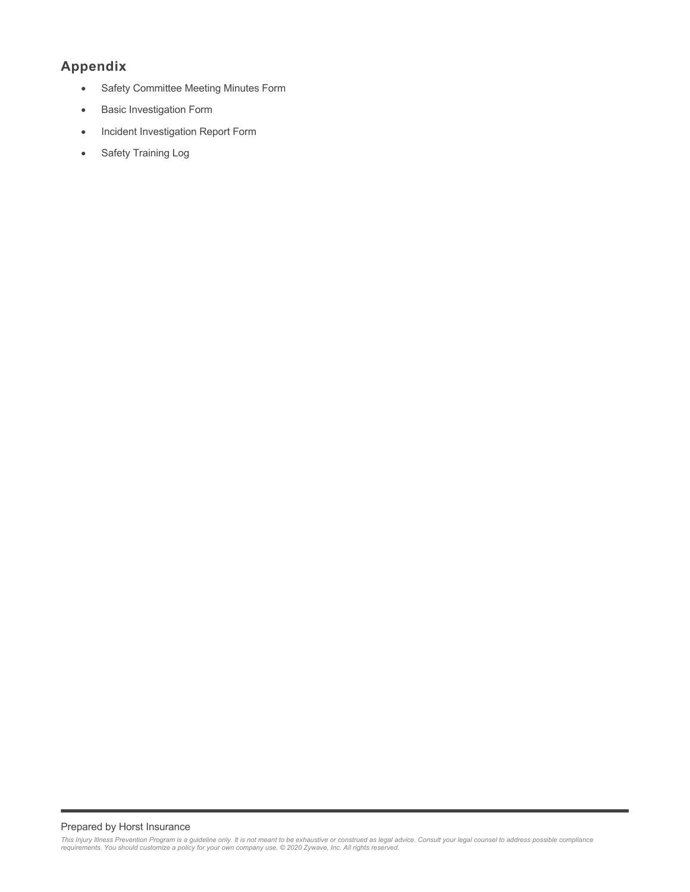## Appendix

- Safety Committee Meeting Minutes Form
- Basic Investigation Form
- Incident Investigation Report Form
- Safety Training Log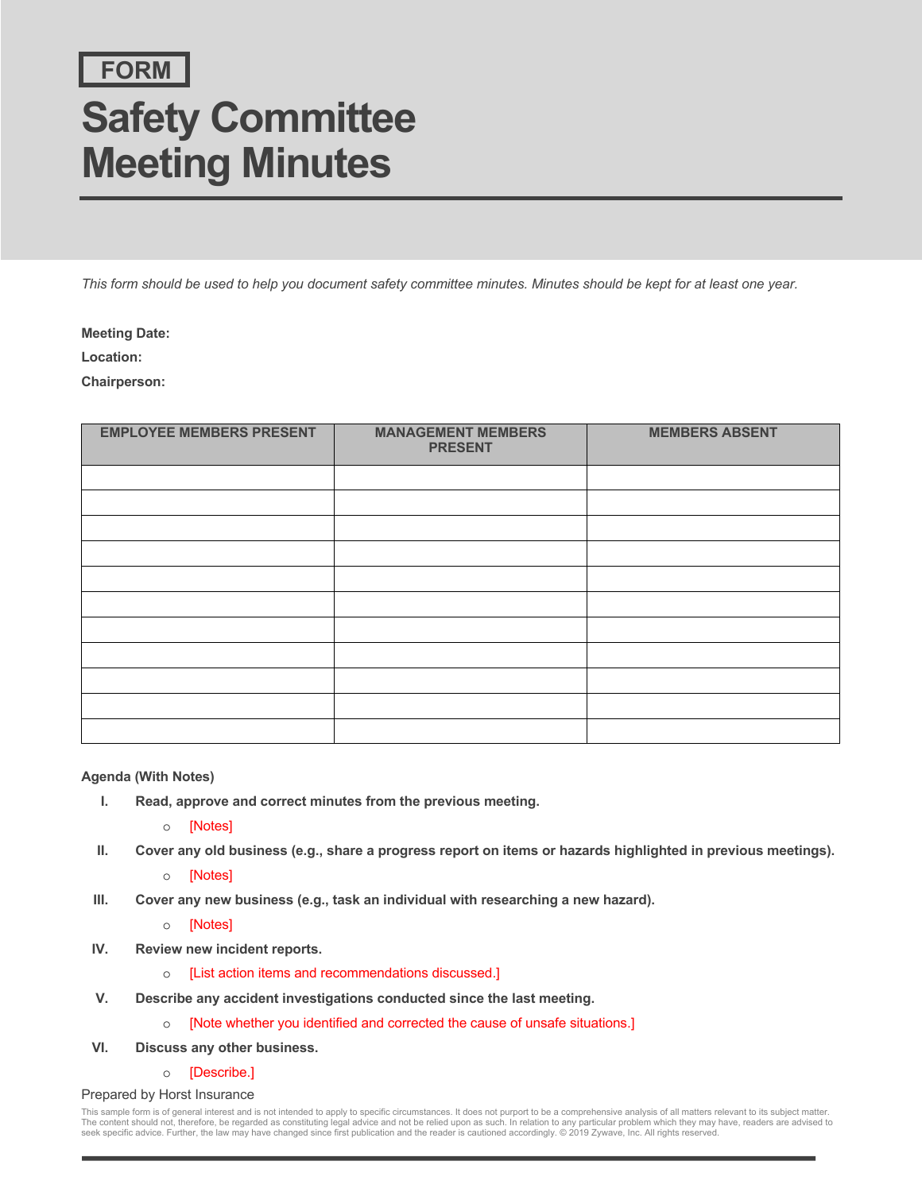FORM

# Safety Committee Meeting Minutes

*This form should be used to help you document safety committee minutes. Minutes should be kept for at least one year.*

**Meeting Date:**

**Location:**

**Chairperson:**

| EMPLOYEE MEMBERS PRESENT | MANAGEMENT MEMBERS PRESENT | MEMBERS ABSENT |
|---|---|---|
| | | |
| | | |
| | | |
| | | |
| | | |
| | | |
| | | |
| | | |
| | | |
| | | |
| | | |

**Agenda (With Notes)**

I. **Read, approve and correct minutes from the previous meeting.**
   - [Notes]

II. **Cover any old business (e.g., share a progress report on items or hazards highlighted in previous meetings).**
   - [Notes]

III. **Cover any new business (e.g., task an individual with researching a new hazard).**
   - [Notes]

IV. **Review new incident reports.**
   - [List action items and recommendations discussed.]

V. **Describe any accident investigations conducted since the last meeting.**
   - [Note whether you identified and corrected the cause of unsafe situations.]

VI. **Discuss any other business.**
   - [Describe.]

Prepared by Horst Insurance

This sample form is of general interest and is not intended to apply to specific circumstances. It does not purport to be a comprehensive analysis of all matters relevant to its subject matter. The content should not, therefore, be regarded as constituting legal advice and not be relied upon as such. In relation to any particular problem which they may have, readers are advised to seek specific advice. Further, the law may have changed since first publication and the reader is cautioned accordingly. © 2019 Zywave, Inc. All rights reserved.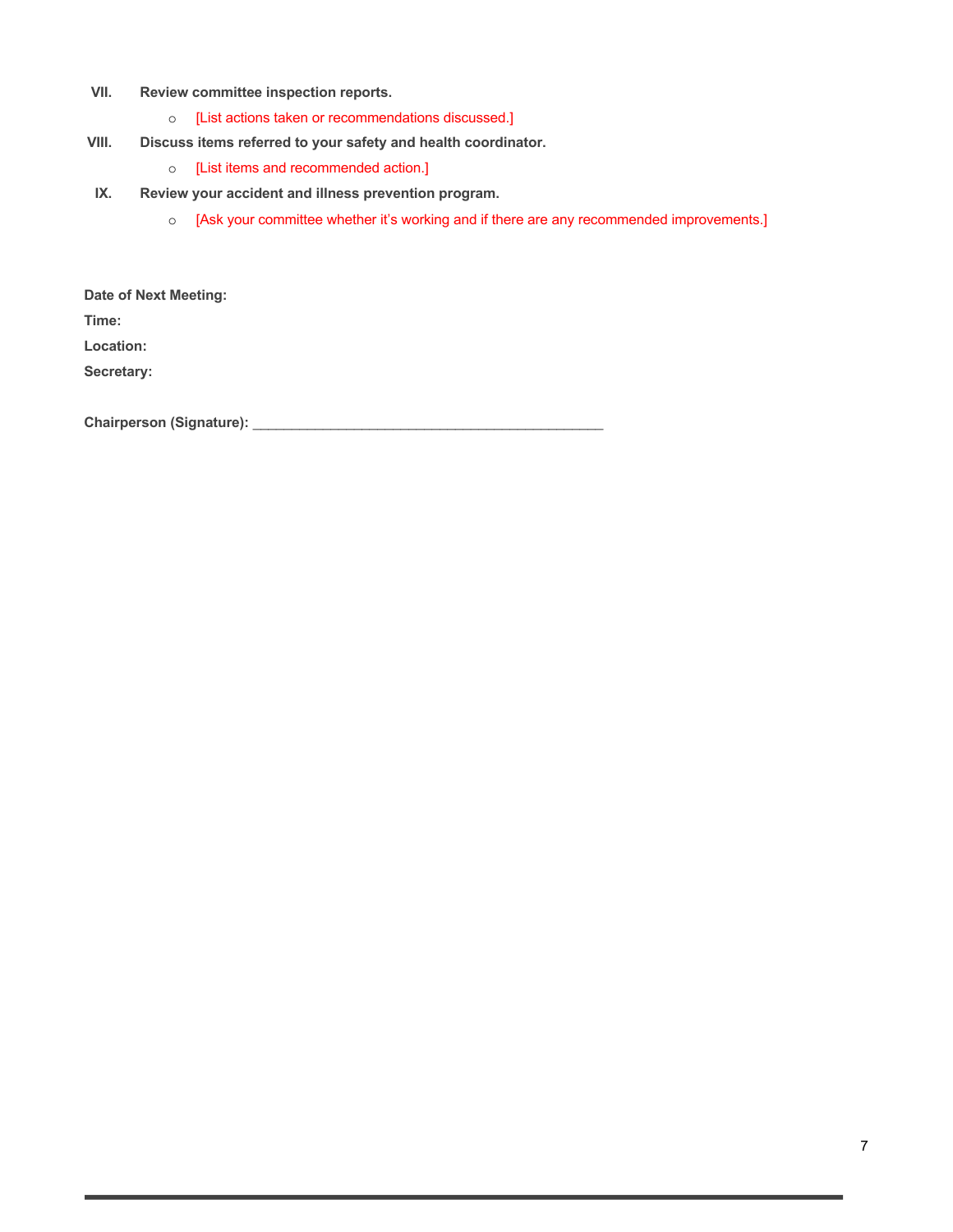VII. **Review committee inspection reports.**
   - [List actions taken or recommendations discussed.]

VIII. **Discuss items referred to your safety and health coordinator.**
   - [List items and recommended action.]

IX. **Review your accident and illness prevention program.**
   - [Ask your committee whether it's working and if there are any recommended improvements.]

**Date of Next Meeting:**

**Time:**

**Location:**

**Secretary:**

**Chairperson (Signature):** ____________________________________________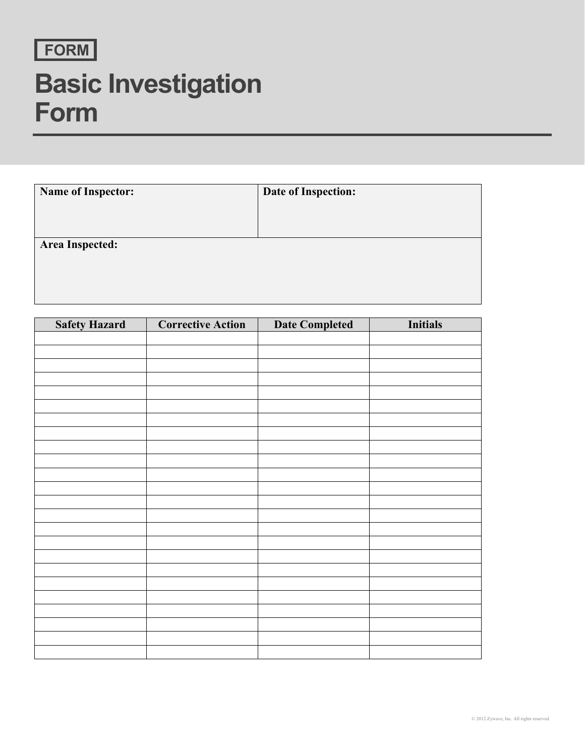FORM

# Basic Investigation Form

| Name of Inspector: | Date of Inspection: |
| --- | --- |
| Area Inspected: | |

| Safety Hazard | Corrective Action | Date Completed | Initials |
| --- | --- | --- | --- |
| | | | |
| | | | |
| | | | |
| | | | |
| | | | |
| | | | |
| | | | |
| | | | |
| | | | |
| | | | |
| | | | |
| | | | |
| | | | |
| | | | |
| | | | |
| | | | |
| | | | |
| | | | |
| | | | |
| | | | |
| | | | |
| | | | |
| | | | |
| | | | |

© 2012 Zywave, Inc. All rights reserved.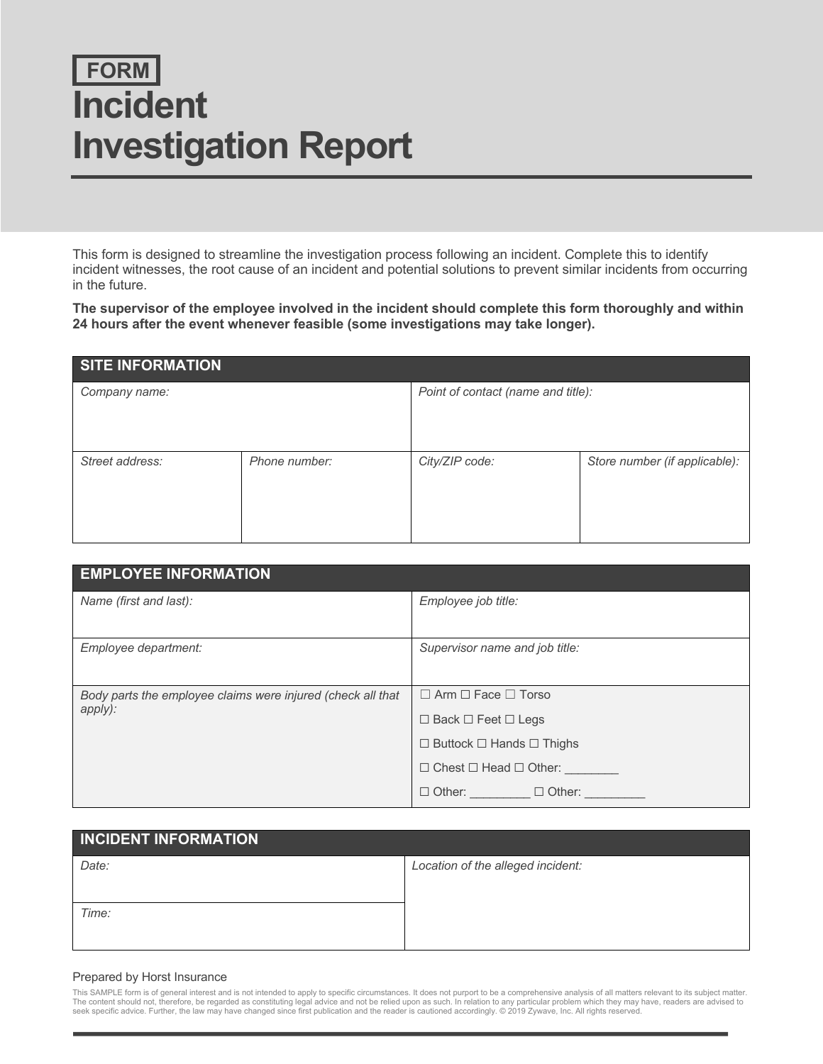FORM

# Incident Investigation Report

This form is designed to streamline the investigation process following an incident. Complete this to identify incident witnesses, the root cause of an incident and potential solutions to prevent similar incidents from occurring in the future.

**The supervisor of the employee involved in the incident should complete this form thoroughly and within 24 hours after the event whenever feasible (some investigations may take longer).**

| SITE INFORMATION | | | |
|---|---|---|---|
| *Company name:* | | *Point of contact (name and title):* | |
| *Street address:* | *Phone number:* | *City/ZIP code:* | *Store number (if applicable):* |

| EMPLOYEE INFORMATION | |
|---|---|
| *Name (first and last):* | *Employee job title:* |
| *Employee department:* | *Supervisor name and job title:* |
| *Body parts the employee claims were injured (check all that apply):* | ☐ Arm ☐ Face ☐ Torso<br>☐ Back ☐ Feet ☐ Legs<br>☐ Buttock ☐ Hands ☐ Thighs<br>☐ Chest ☐ Head ☐ Other: ________<br>☐ Other: _________ ☐ Other: _________ |

| INCIDENT INFORMATION | |
|---|---|
| *Date:* | *Location of the alleged incident:* |
| *Time:* | |

Prepared by Horst Insurance

This SAMPLE form is of general interest and is not intended to apply to specific circumstances. It does not purport to be a comprehensive analysis of all matters relevant to its subject matter. The content should not, therefore, be regarded as constituting legal advice and not be relied upon as such. In relation to any particular problem which they may have, readers are advised to seek specific advice. Further, the law may have changed since first publication and the reader is cautioned accordingly. © 2019 Zywave, Inc. All rights reserved.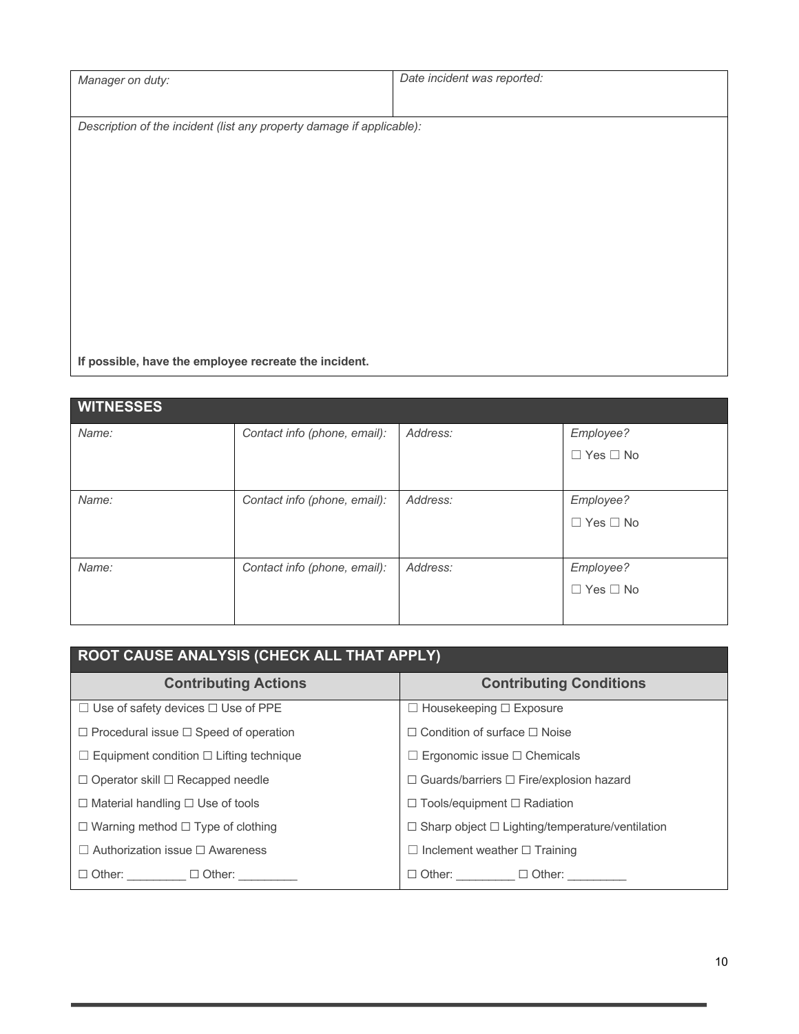| *Manager on duty:* | *Date incident was reported:* |
|---|---|
| *Description of the incident (list any property damage if applicable):*<br><br>**If possible, have the employee recreate the incident.** | |

## WITNESSES

| *Name:* | *Contact info (phone, email):* | *Address:* | *Employee?* ☐ Yes ☐ No |
|---|---|---|---|
| *Name:* | *Contact info (phone, email):* | *Address:* | *Employee?* ☐ Yes ☐ No |
| *Name:* | *Contact info (phone, email):* | *Address:* | *Employee?* ☐ Yes ☐ No |

## ROOT CAUSE ANALYSIS (CHECK ALL THAT APPLY)

| Contributing Actions | Contributing Conditions |
|---|---|
| ☐ Use of safety devices ☐ Use of PPE | ☐ Housekeeping ☐ Exposure |
| ☐ Procedural issue ☐ Speed of operation | ☐ Condition of surface ☐ Noise |
| ☐ Equipment condition ☐ Lifting technique | ☐ Ergonomic issue ☐ Chemicals |
| ☐ Operator skill ☐ Recapped needle | ☐ Guards/barriers ☐ Fire/explosion hazard |
| ☐ Material handling ☐ Use of tools | ☐ Tools/equipment ☐ Radiation |
| ☐ Warning method ☐ Type of clothing | ☐ Sharp object ☐ Lighting/temperature/ventilation |
| ☐ Authorization issue ☐ Awareness | ☐ Inclement weather ☐ Training |
| ☐ Other: _________ ☐ Other: _________ | ☐ Other: _________ ☐ Other: _________ |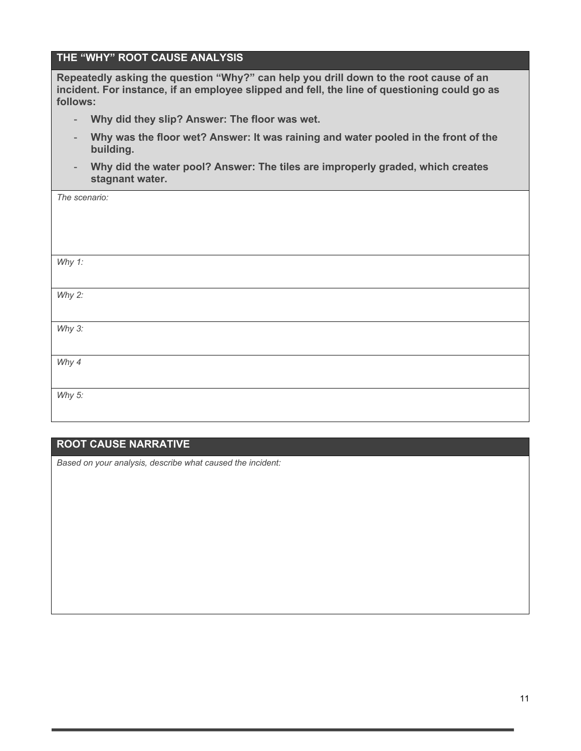## THE "WHY" ROOT CAUSE ANALYSIS

**Repeatedly asking the question "Why?" can help you drill down to the root cause of an incident. For instance, if an employee slipped and fell, the line of questioning could go as follows:**

- **Why did they slip? Answer: The floor was wet.**
- **Why was the floor wet? Answer: It was raining and water pooled in the front of the building.**
- **Why did the water pool? Answer: The tiles are improperly graded, which creates stagnant water.**

*The scenario:*

*Why 1:*

*Why 2:*

*Why 3:*

*Why 4*

*Why 5:*

## ROOT CAUSE NARRATIVE

*Based on your analysis, describe what caused the incident:*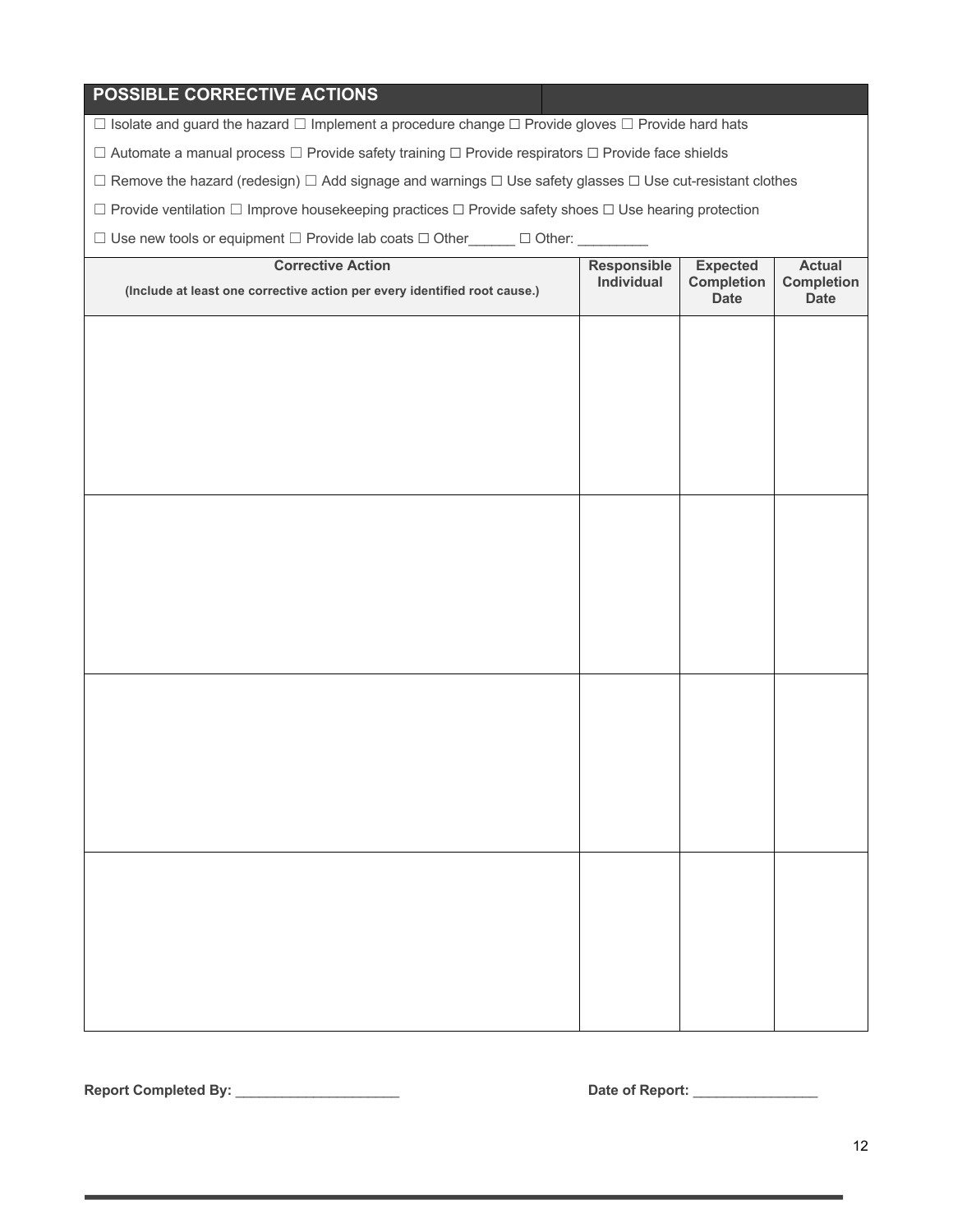## POSSIBLE CORRECTIVE ACTIONS

☐ Isolate and guard the hazard ☐ Implement a procedure change ☐ Provide gloves ☐ Provide hard hats

☐ Automate a manual process ☐ Provide safety training ☐ Provide respirators ☐ Provide face shields

☐ Remove the hazard (redesign) ☐ Add signage and warnings ☐ Use safety glasses ☐ Use cut-resistant clothes

☐ Provide ventilation ☐ Improve housekeeping practices ☐ Provide safety shoes ☐ Use hearing protection

☐ Use new tools or equipment ☐ Provide lab coats ☐ Other______ ☐ Other: _________

| Corrective Action<br>(Include at least one corrective action per every identified root cause.) | Responsible Individual | Expected Completion Date | Actual Completion Date |
|---|---|---|---|
| | | | |
| | | | |
| | | | |
| | | | |

**Report Completed By:** _____________________ **Date of Report:** ________________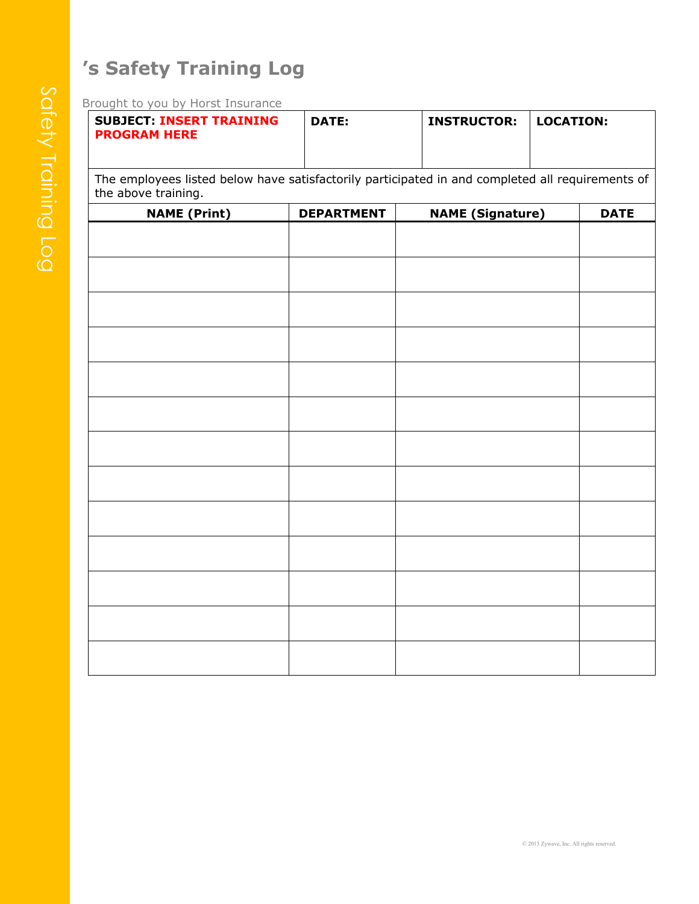# ’s Safety Training Log

Brought to you by Horst Insurance

| **SUBJECT:** **INSERT TRAINING PROGRAM HERE** | **DATE:** | **INSTRUCTOR:** | **LOCATION:** |
|---|---|---|---|

The employees listed below have satisfactorily participated in and completed all requirements of the above training.

| NAME (Print) | DEPARTMENT | NAME (Signature) | DATE |
|---|---|---|---|
| | | | |
| | | | |
| | | | |
| | | | |
| | | | |
| | | | |
| | | | |
| | | | |
| | | | |
| | | | |
| | | | |
| | | | |
| | | | |

© 2013 Zywave, Inc. All rights reserved.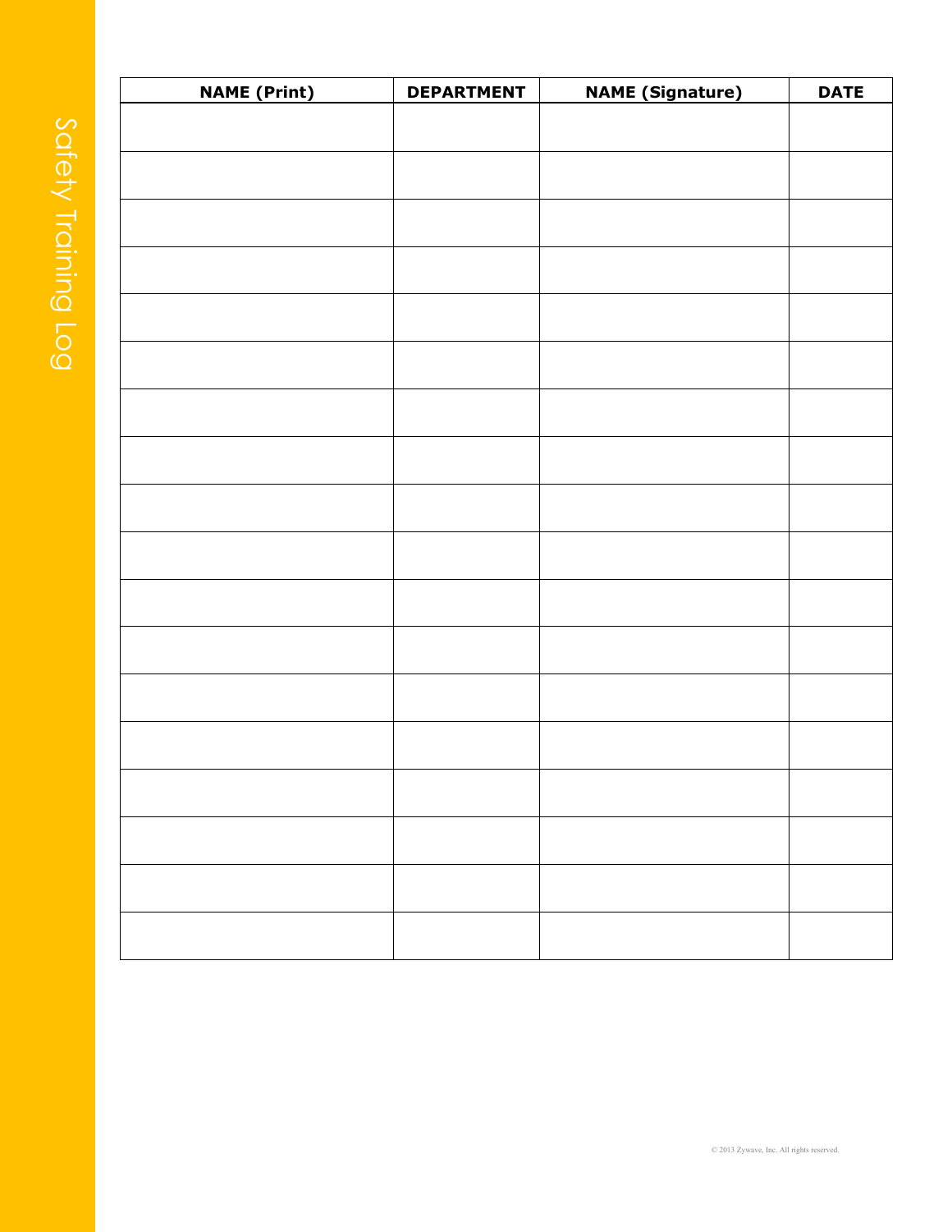Safety Training Log

| NAME (Print) | DEPARTMENT | NAME (Signature) | DATE |
|---|---|---|---|
| | | | |
| | | | |
| | | | |
| | | | |
| | | | |
| | | | |
| | | | |
| | | | |
| | | | |
| | | | |
| | | | |
| | | | |
| | | | |
| | | | |
| | | | |
| | | | |
| | | | |
| | | | |

© 2013 Zywave, Inc. All rights reserved.